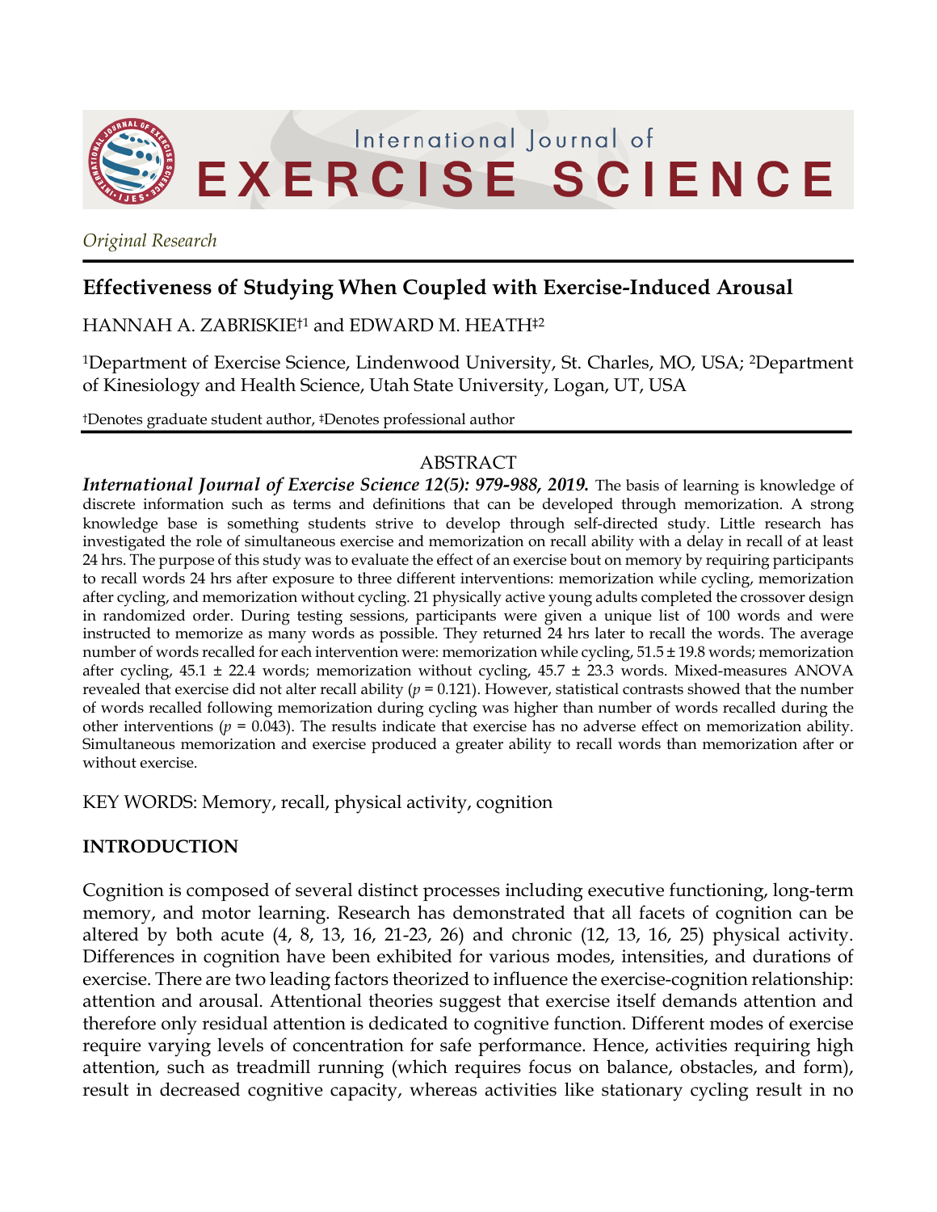International Journal of **EXERCISE SCIENCE**

*Original Research*

# Effectiveness of Studying When Coupled with Exercise-Induced Arousal

HANNAH A. ZABRISKIE[†1] and EDWARD M. HEATH[‡2]

[1]Department of Exercise Science, Lindenwood University, St. Charles, MO, USA; [2]Department of Kinesiology and Health Science, Utah State University, Logan, UT, USA

[†]Denotes graduate student author, [‡]Denotes professional author

## ABSTRACT

***International Journal of Exercise Science 12(5): 979-988, 2019.*** The basis of learning is knowledge of discrete information such as terms and definitions that can be developed through memorization. A strong knowledge base is something students strive to develop through self-directed study. Little research has investigated the role of simultaneous exercise and memorization on recall ability with a delay in recall of at least 24 hrs. The purpose of this study was to evaluate the effect of an exercise bout on memory by requiring participants to recall words 24 hrs after exposure to three different interventions: memorization while cycling, memorization after cycling, and memorization without cycling. 21 physically active young adults completed the crossover design in randomized order. During testing sessions, participants were given a unique list of 100 words and were instructed to memorize as many words as possible. They returned 24 hrs later to recall the words. The average number of words recalled for each intervention were: memorization while cycling, 51.5 ± 19.8 words; memorization after cycling, 45.1 ± 22.4 words; memorization without cycling, 45.7 ± 23.3 words. Mixed-measures ANOVA revealed that exercise did not alter recall ability ($p = 0.121$). However, statistical contrasts showed that the number of words recalled following memorization during cycling was higher than number of words recalled during the other interventions ($p = 0.043$). The results indicate that exercise has no adverse effect on memorization ability. Simultaneous memorization and exercise produced a greater ability to recall words than memorization after or without exercise.

KEY WORDS: Memory, recall, physical activity, cognition

## INTRODUCTION

Cognition is composed of several distinct processes including executive functioning, long-term memory, and motor learning. Research has demonstrated that all facets of cognition can be altered by both acute (4, 8, 13, 16, 21-23, 26) and chronic (12, 13, 16, 25) physical activity. Differences in cognition have been exhibited for various modes, intensities, and durations of exercise. There are two leading factors theorized to influence the exercise-cognition relationship: attention and arousal. Attentional theories suggest that exercise itself demands attention and therefore only residual attention is dedicated to cognitive function. Different modes of exercise require varying levels of concentration for safe performance. Hence, activities requiring high attention, such as treadmill running (which requires focus on balance, obstacles, and form), result in decreased cognitive capacity, whereas activities like stationary cycling result in no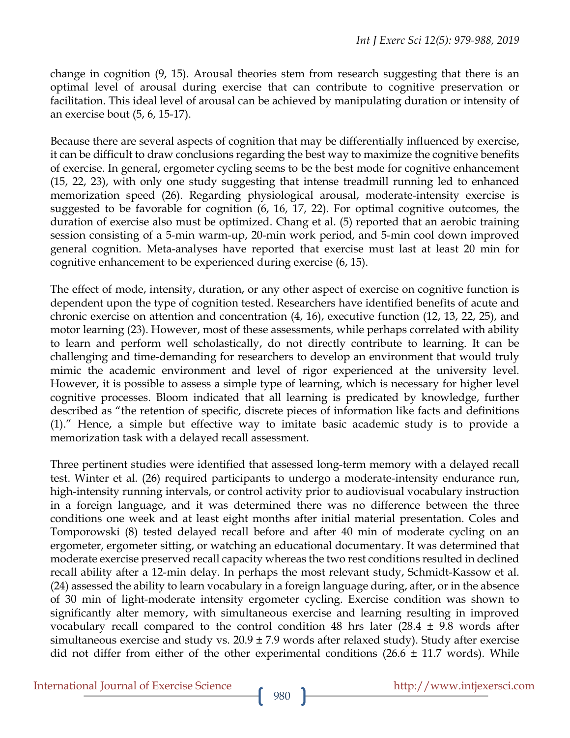change in cognition (9, 15). Arousal theories stem from research suggesting that there is an optimal level of arousal during exercise that can contribute to cognitive preservation or facilitation. This ideal level of arousal can be achieved by manipulating duration or intensity of an exercise bout (5, 6, 15-17).

Because there are several aspects of cognition that may be differentially influenced by exercise, it can be difficult to draw conclusions regarding the best way to maximize the cognitive benefits of exercise. In general, ergometer cycling seems to be the best mode for cognitive enhancement (15, 22, 23), with only one study suggesting that intense treadmill running led to enhanced memorization speed (26). Regarding physiological arousal, moderate-intensity exercise is suggested to be favorable for cognition (6, 16, 17, 22). For optimal cognitive outcomes, the duration of exercise also must be optimized. Chang et al. (5) reported that an aerobic training session consisting of a 5-min warm-up, 20-min work period, and 5-min cool down improved general cognition. Meta-analyses have reported that exercise must last at least 20 min for cognitive enhancement to be experienced during exercise (6, 15).

The effect of mode, intensity, duration, or any other aspect of exercise on cognitive function is dependent upon the type of cognition tested. Researchers have identified benefits of acute and chronic exercise on attention and concentration (4, 16), executive function (12, 13, 22, 25), and motor learning (23). However, most of these assessments, while perhaps correlated with ability to learn and perform well scholastically, do not directly contribute to learning. It can be challenging and time-demanding for researchers to develop an environment that would truly mimic the academic environment and level of rigor experienced at the university level. However, it is possible to assess a simple type of learning, which is necessary for higher level cognitive processes. Bloom indicated that all learning is predicated by knowledge, further described as "the retention of specific, discrete pieces of information like facts and definitions (1)." Hence, a simple but effective way to imitate basic academic study is to provide a memorization task with a delayed recall assessment.

Three pertinent studies were identified that assessed long-term memory with a delayed recall test. Winter et al. (26) required participants to undergo a moderate-intensity endurance run, high-intensity running intervals, or control activity prior to audiovisual vocabulary instruction in a foreign language, and it was determined there was no difference between the three conditions one week and at least eight months after initial material presentation. Coles and Tomporowski (8) tested delayed recall before and after 40 min of moderate cycling on an ergometer, ergometer sitting, or watching an educational documentary. It was determined that moderate exercise preserved recall capacity whereas the two rest conditions resulted in declined recall ability after a 12-min delay. In perhaps the most relevant study, Schmidt-Kassow et al. (24) assessed the ability to learn vocabulary in a foreign language during, after, or in the absence of 30 min of light-moderate intensity ergometer cycling. Exercise condition was shown to significantly alter memory, with simultaneous exercise and learning resulting in improved vocabulary recall compared to the control condition 48 hrs later ($28.4 \pm 9.8$ words after simultaneous exercise and study vs. $20.9 \pm 7.9$ words after relaxed study). Study after exercise did not differ from either of the other experimental conditions ($26.6 \pm 11.7$ words). While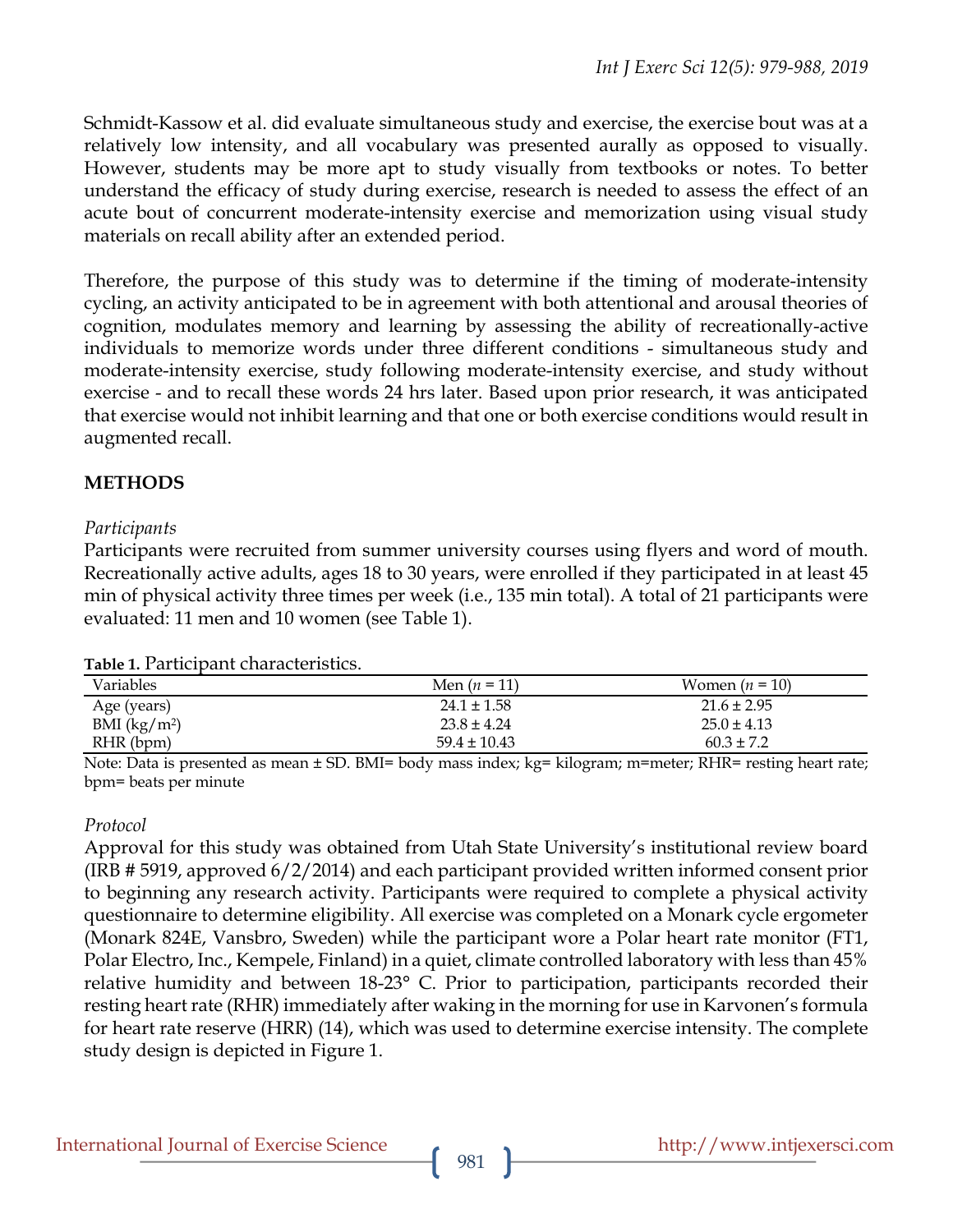Schmidt-Kassow et al. did evaluate simultaneous study and exercise, the exercise bout was at a relatively low intensity, and all vocabulary was presented aurally as opposed to visually. However, students may be more apt to study visually from textbooks or notes. To better understand the efficacy of study during exercise, research is needed to assess the effect of an acute bout of concurrent moderate-intensity exercise and memorization using visual study materials on recall ability after an extended period.

Therefore, the purpose of this study was to determine if the timing of moderate-intensity cycling, an activity anticipated to be in agreement with both attentional and arousal theories of cognition, modulates memory and learning by assessing the ability of recreationally-active individuals to memorize words under three different conditions - simultaneous study and moderate-intensity exercise, study following moderate-intensity exercise, and study without exercise - and to recall these words 24 hrs later. Based upon prior research, it was anticipated that exercise would not inhibit learning and that one or both exercise conditions would result in augmented recall.

## METHODS

*Participants*

Participants were recruited from summer university courses using flyers and word of mouth. Recreationally active adults, ages 18 to 30 years, were enrolled if they participated in at least 45 min of physical activity three times per week (i.e., 135 min total). A total of 21 participants were evaluated: 11 men and 10 women (see Table 1).

**Table 1.** Participant characteristics.

| Variables | Men (*n* = 11) | Women (*n* = 10) |
|---|---|---|
| Age (years) | 24.1 ± 1.58 | 21.6 ± 2.95 |
| BMI (kg/m$^2$) | 23.8 ± 4.24 | 25.0 ± 4.13 |
| RHR (bpm) | 59.4 ± 10.43 | 60.3 ± 7.2 |

Note: Data is presented as mean ± SD. BMI= body mass index; kg= kilogram; m=meter; RHR= resting heart rate; bpm= beats per minute

*Protocol*

Approval for this study was obtained from Utah State University's institutional review board (IRB # 5919, approved 6/2/2014) and each participant provided written informed consent prior to beginning any research activity. Participants were required to complete a physical activity questionnaire to determine eligibility. All exercise was completed on a Monark cycle ergometer (Monark 824E, Vansbro, Sweden) while the participant wore a Polar heart rate monitor (FT1, Polar Electro, Inc., Kempele, Finland) in a quiet, climate controlled laboratory with less than 45% relative humidity and between 18-23° C. Prior to participation, participants recorded their resting heart rate (RHR) immediately after waking in the morning for use in Karvonen's formula for heart rate reserve (HRR) (14), which was used to determine exercise intensity. The complete study design is depicted in Figure 1.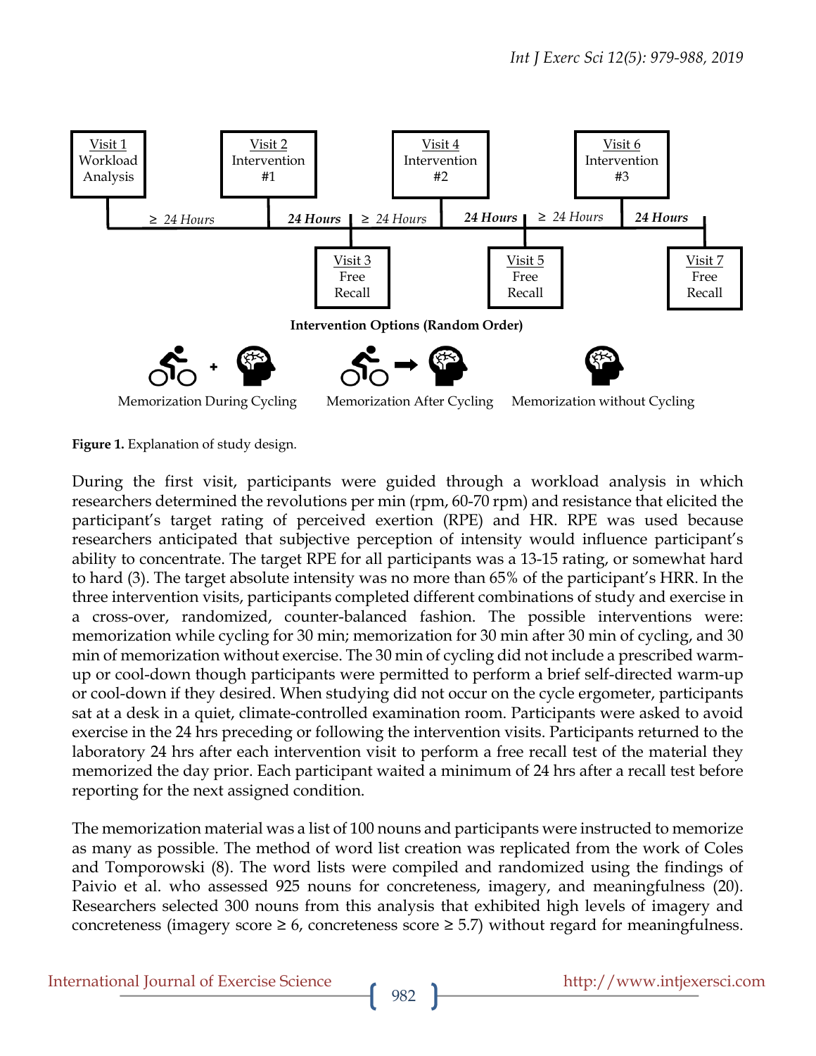Visit 1
Workload Analysis

Visit 2
Intervention #1

Visit 3
Free Recall

Visit 4
Intervention #2

Visit 5
Free Recall

Visit 6
Intervention #3

Visit 7
Free Recall

≥ 24 Hours

24 Hours

≥ 24 Hours

24 Hours

≥ 24 Hours

24 Hours

**Intervention Options (Random Order)**

Memorization During Cycling

Memorization After Cycling

Memorization without Cycling

**Figure 1.** Explanation of study design.

During the first visit, participants were guided through a workload analysis in which researchers determined the revolutions per min (rpm, 60-70 rpm) and resistance that elicited the participant's target rating of perceived exertion (RPE) and HR. RPE was used because researchers anticipated that subjective perception of intensity would influence participant's ability to concentrate. The target RPE for all participants was a 13-15 rating, or somewhat hard to hard (3). The target absolute intensity was no more than 65% of the participant's HRR. In the three intervention visits, participants completed different combinations of study and exercise in a cross-over, randomized, counter-balanced fashion. The possible interventions were: memorization while cycling for 30 min; memorization for 30 min after 30 min of cycling, and 30 min of memorization without exercise. The 30 min of cycling did not include a prescribed warm-up or cool-down though participants were permitted to perform a brief self-directed warm-up or cool-down if they desired. When studying did not occur on the cycle ergometer, participants sat at a desk in a quiet, climate-controlled examination room. Participants were asked to avoid exercise in the 24 hrs preceding or following the intervention visits. Participants returned to the laboratory 24 hrs after each intervention visit to perform a free recall test of the material they memorized the day prior. Each participant waited a minimum of 24 hrs after a recall test before reporting for the next assigned condition.

The memorization material was a list of 100 nouns and participants were instructed to memorize as many as possible. The method of word list creation was replicated from the work of Coles and Tomporowski (8). The word lists were compiled and randomized using the findings of Paivio et al. who assessed 925 nouns for concreteness, imagery, and meaningfulness (20). Researchers selected 300 nouns from this analysis that exhibited high levels of imagery and concreteness (imagery score ≥ 6, concreteness score ≥ 5.7) without regard for meaningfulness.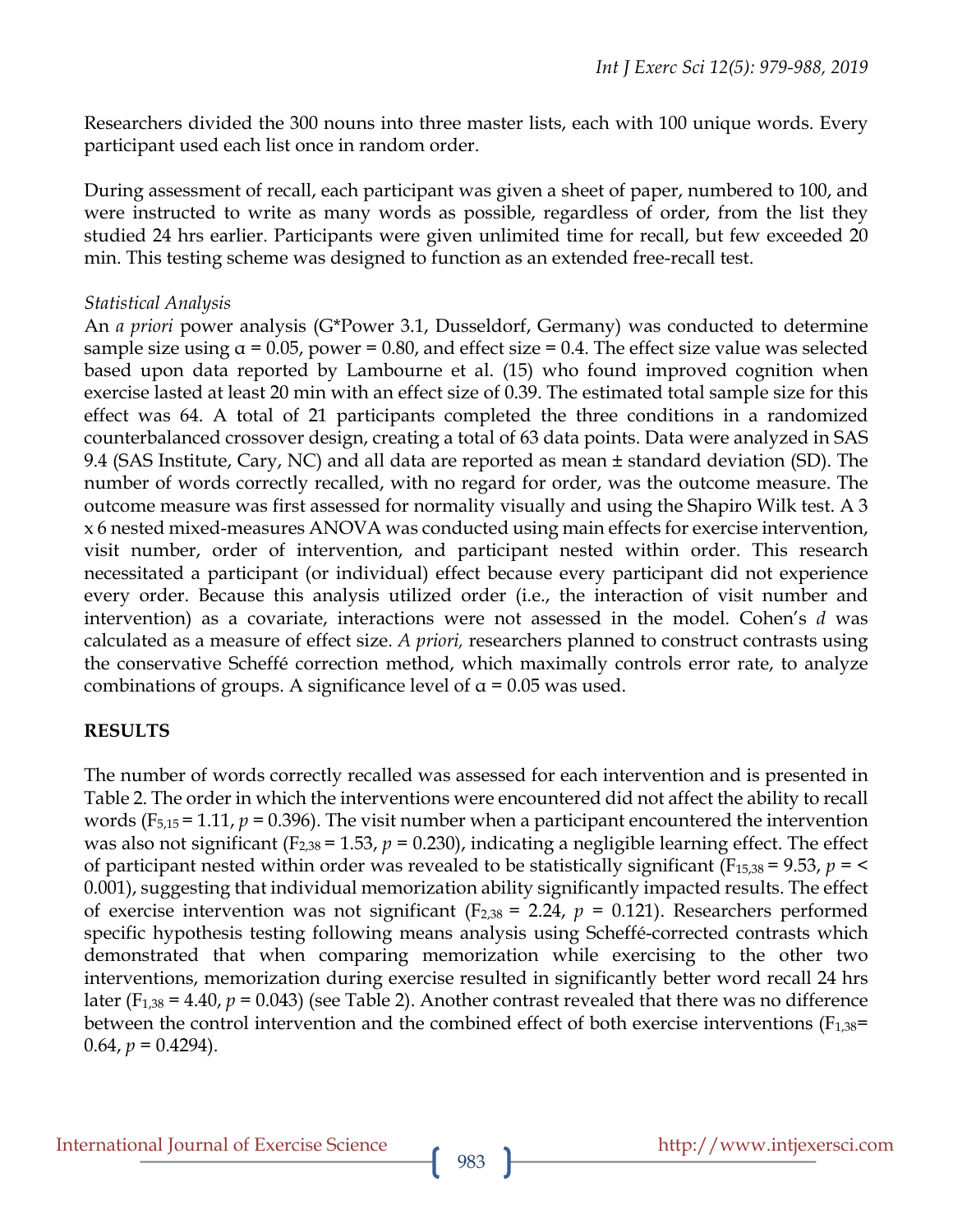Researchers divided the 300 nouns into three master lists, each with 100 unique words. Every participant used each list once in random order.

During assessment of recall, each participant was given a sheet of paper, numbered to 100, and were instructed to write as many words as possible, regardless of order, from the list they studied 24 hrs earlier. Participants were given unlimited time for recall, but few exceeded 20 min. This testing scheme was designed to function as an extended free-recall test.

*Statistical Analysis*

An *a priori* power analysis (G*Power 3.1, Dusseldorf, Germany) was conducted to determine sample size using $\alpha = 0.05$, power = 0.80, and effect size = 0.4. The effect size value was selected based upon data reported by Lambourne et al. (15) who found improved cognition when exercise lasted at least 20 min with an effect size of 0.39. The estimated total sample size for this effect was 64. A total of 21 participants completed the three conditions in a randomized counterbalanced crossover design, creating a total of 63 data points. Data were analyzed in SAS 9.4 (SAS Institute, Cary, NC) and all data are reported as mean ± standard deviation (SD). The number of words correctly recalled, with no regard for order, was the outcome measure. The outcome measure was first assessed for normality visually and using the Shapiro Wilk test. A 3 x 6 nested mixed-measures ANOVA was conducted using main effects for exercise intervention, visit number, order of intervention, and participant nested within order. This research necessitated a participant (or individual) effect because every participant did not experience every order. Because this analysis utilized order (i.e., the interaction of visit number and intervention) as a covariate, interactions were not assessed in the model. Cohen's *d* was calculated as a measure of effect size. *A priori,* researchers planned to construct contrasts using the conservative Scheffé correction method, which maximally controls error rate, to analyze combinations of groups. A significance level of $\alpha = 0.05$ was used.

## RESULTS

The number of words correctly recalled was assessed for each intervention and is presented in Table 2. The order in which the interventions were encountered did not affect the ability to recall words ($F_{5,15} = 1.11$, $p = 0.396$). The visit number when a participant encountered the intervention was also not significant ($F_{2,38} = 1.53$, $p = 0.230$), indicating a negligible learning effect. The effect of participant nested within order was revealed to be statistically significant ($F_{15,38} = 9.53$, $p = < 0.001$), suggesting that individual memorization ability significantly impacted results. The effect of exercise intervention was not significant ($F_{2,38} = 2.24$, $p = 0.121$). Researchers performed specific hypothesis testing following means analysis using Scheffé-corrected contrasts which demonstrated that when comparing memorization while exercising to the other two interventions, memorization during exercise resulted in significantly better word recall 24 hrs later ($F_{1,38} = 4.40$, $p = 0.043$) (see Table 2). Another contrast revealed that there was no difference between the control intervention and the combined effect of both exercise interventions ($F_{1,38} = 0.64$, $p = 0.4294$).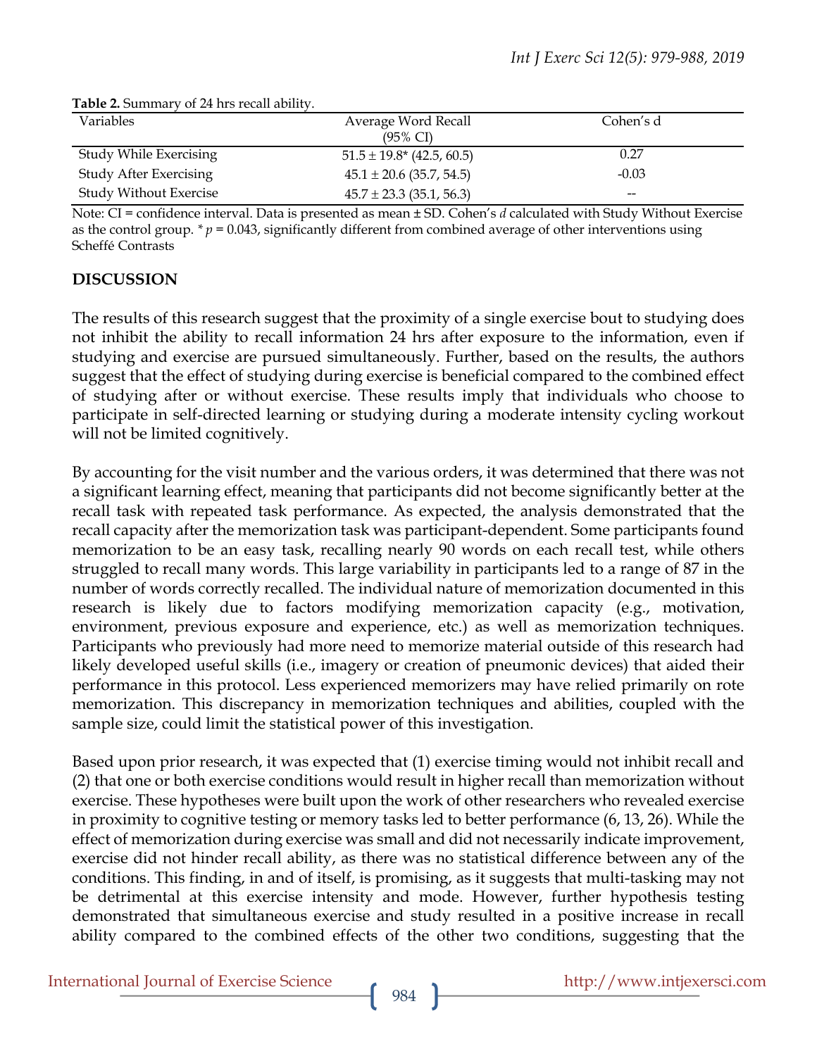**Table 2.** Summary of 24 hrs recall ability.

| Variables | Average Word Recall (95% CI) | Cohen's d |
|---|---|---|
| Study While Exercising | 51.5 ± 19.8* (42.5, 60.5) | 0.27 |
| Study After Exercising | 45.1 ± 20.6 (35.7, 54.5) | -0.03 |
| Study Without Exercise | 45.7 ± 23.3 (35.1, 56.3) | -- |

Note: CI = confidence interval. Data is presented as mean ± SD. Cohen's *d* calculated with Study Without Exercise as the control group. * $p = 0.043$, significantly different from combined average of other interventions using Scheffé Contrasts

## DISCUSSION

The results of this research suggest that the proximity of a single exercise bout to studying does not inhibit the ability to recall information 24 hrs after exposure to the information, even if studying and exercise are pursued simultaneously. Further, based on the results, the authors suggest that the effect of studying during exercise is beneficial compared to the combined effect of studying after or without exercise. These results imply that individuals who choose to participate in self-directed learning or studying during a moderate intensity cycling workout will not be limited cognitively.

By accounting for the visit number and the various orders, it was determined that there was not a significant learning effect, meaning that participants did not become significantly better at the recall task with repeated task performance. As expected, the analysis demonstrated that the recall capacity after the memorization task was participant-dependent. Some participants found memorization to be an easy task, recalling nearly 90 words on each recall test, while others struggled to recall many words. This large variability in participants led to a range of 87 in the number of words correctly recalled. The individual nature of memorization documented in this research is likely due to factors modifying memorization capacity (e.g., motivation, environment, previous exposure and experience, etc.) as well as memorization techniques. Participants who previously had more need to memorize material outside of this research had likely developed useful skills (i.e., imagery or creation of pneumonic devices) that aided their performance in this protocol. Less experienced memorizers may have relied primarily on rote memorization. This discrepancy in memorization techniques and abilities, coupled with the sample size, could limit the statistical power of this investigation.

Based upon prior research, it was expected that (1) exercise timing would not inhibit recall and (2) that one or both exercise conditions would result in higher recall than memorization without exercise. These hypotheses were built upon the work of other researchers who revealed exercise in proximity to cognitive testing or memory tasks led to better performance (6, 13, 26). While the effect of memorization during exercise was small and did not necessarily indicate improvement, exercise did not hinder recall ability, as there was no statistical difference between any of the conditions. This finding, in and of itself, is promising, as it suggests that multi-tasking may not be detrimental at this exercise intensity and mode. However, further hypothesis testing demonstrated that simultaneous exercise and study resulted in a positive increase in recall ability compared to the combined effects of the other two conditions, suggesting that the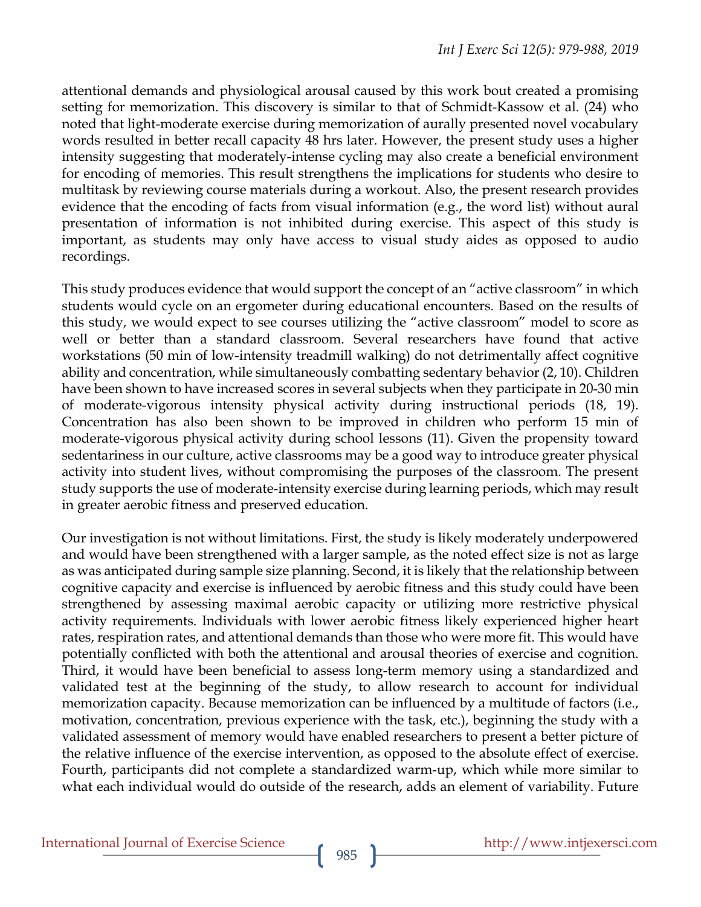attentional demands and physiological arousal caused by this work bout created a promising setting for memorization. This discovery is similar to that of Schmidt-Kassow et al. (24) who noted that light-moderate exercise during memorization of aurally presented novel vocabulary words resulted in better recall capacity 48 hrs later. However, the present study uses a higher intensity suggesting that moderately-intense cycling may also create a beneficial environment for encoding of memories. This result strengthens the implications for students who desire to multitask by reviewing course materials during a workout. Also, the present research provides evidence that the encoding of facts from visual information (e.g., the word list) without aural presentation of information is not inhibited during exercise. This aspect of this study is important, as students may only have access to visual study aides as opposed to audio recordings.

This study produces evidence that would support the concept of an "active classroom" in which students would cycle on an ergometer during educational encounters. Based on the results of this study, we would expect to see courses utilizing the "active classroom" model to score as well or better than a standard classroom. Several researchers have found that active workstations (50 min of low-intensity treadmill walking) do not detrimentally affect cognitive ability and concentration, while simultaneously combatting sedentary behavior (2, 10). Children have been shown to have increased scores in several subjects when they participate in 20-30 min of moderate-vigorous intensity physical activity during instructional periods (18, 19). Concentration has also been shown to be improved in children who perform 15 min of moderate-vigorous physical activity during school lessons (11). Given the propensity toward sedentariness in our culture, active classrooms may be a good way to introduce greater physical activity into student lives, without compromising the purposes of the classroom. The present study supports the use of moderate-intensity exercise during learning periods, which may result in greater aerobic fitness and preserved education.

Our investigation is not without limitations. First, the study is likely moderately underpowered and would have been strengthened with a larger sample, as the noted effect size is not as large as was anticipated during sample size planning. Second, it is likely that the relationship between cognitive capacity and exercise is influenced by aerobic fitness and this study could have been strengthened by assessing maximal aerobic capacity or utilizing more restrictive physical activity requirements. Individuals with lower aerobic fitness likely experienced higher heart rates, respiration rates, and attentional demands than those who were more fit. This would have potentially conflicted with both the attentional and arousal theories of exercise and cognition. Third, it would have been beneficial to assess long-term memory using a standardized and validated test at the beginning of the study, to allow research to account for individual memorization capacity. Because memorization can be influenced by a multitude of factors (i.e., motivation, concentration, previous experience with the task, etc.), beginning the study with a validated assessment of memory would have enabled researchers to present a better picture of the relative influence of the exercise intervention, as opposed to the absolute effect of exercise. Fourth, participants did not complete a standardized warm-up, which while more similar to what each individual would do outside of the research, adds an element of variability. Future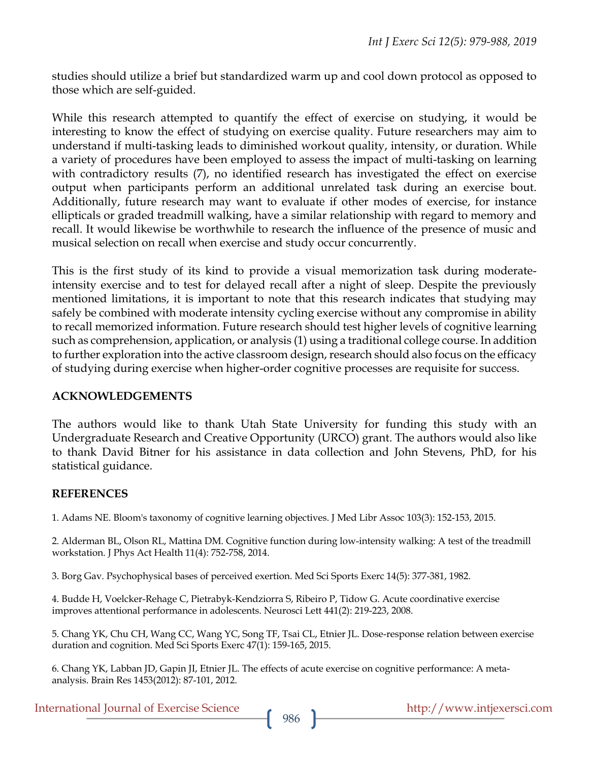studies should utilize a brief but standardized warm up and cool down protocol as opposed to those which are self-guided.

While this research attempted to quantify the effect of exercise on studying, it would be interesting to know the effect of studying on exercise quality. Future researchers may aim to understand if multi-tasking leads to diminished workout quality, intensity, or duration. While a variety of procedures have been employed to assess the impact of multi-tasking on learning with contradictory results (7), no identified research has investigated the effect on exercise output when participants perform an additional unrelated task during an exercise bout. Additionally, future research may want to evaluate if other modes of exercise, for instance ellipticals or graded treadmill walking, have a similar relationship with regard to memory and recall. It would likewise be worthwhile to research the influence of the presence of music and musical selection on recall when exercise and study occur concurrently.

This is the first study of its kind to provide a visual memorization task during moderate-intensity exercise and to test for delayed recall after a night of sleep. Despite the previously mentioned limitations, it is important to note that this research indicates that studying may safely be combined with moderate intensity cycling exercise without any compromise in ability to recall memorized information. Future research should test higher levels of cognitive learning such as comprehension, application, or analysis (1) using a traditional college course. In addition to further exploration into the active classroom design, research should also focus on the efficacy of studying during exercise when higher-order cognitive processes are requisite for success.

## ACKNOWLEDGEMENTS

The authors would like to thank Utah State University for funding this study with an Undergraduate Research and Creative Opportunity (URCO) grant. The authors would also like to thank David Bitner for his assistance in data collection and John Stevens, PhD, for his statistical guidance.

## REFERENCES

1. Adams NE. Bloom's taxonomy of cognitive learning objectives. J Med Libr Assoc 103(3): 152-153, 2015.

2. Alderman BL, Olson RL, Mattina DM. Cognitive function during low-intensity walking: A test of the treadmill workstation. J Phys Act Health 11(4): 752-758, 2014.

3. Borg Gav. Psychophysical bases of perceived exertion. Med Sci Sports Exerc 14(5): 377-381, 1982.

4. Budde H, Voelcker-Rehage C, Pietrabyk-Kendziorra S, Ribeiro P, Tidow G. Acute coordinative exercise improves attentional performance in adolescents. Neurosci Lett 441(2): 219-223, 2008.

5. Chang YK, Chu CH, Wang CC, Wang YC, Song TF, Tsai CL, Etnier JL. Dose-response relation between exercise duration and cognition. Med Sci Sports Exerc 47(1): 159-165, 2015.

6. Chang YK, Labban JD, Gapin JI, Etnier JL. The effects of acute exercise on cognitive performance: A meta-analysis. Brain Res 1453(2012): 87-101, 2012.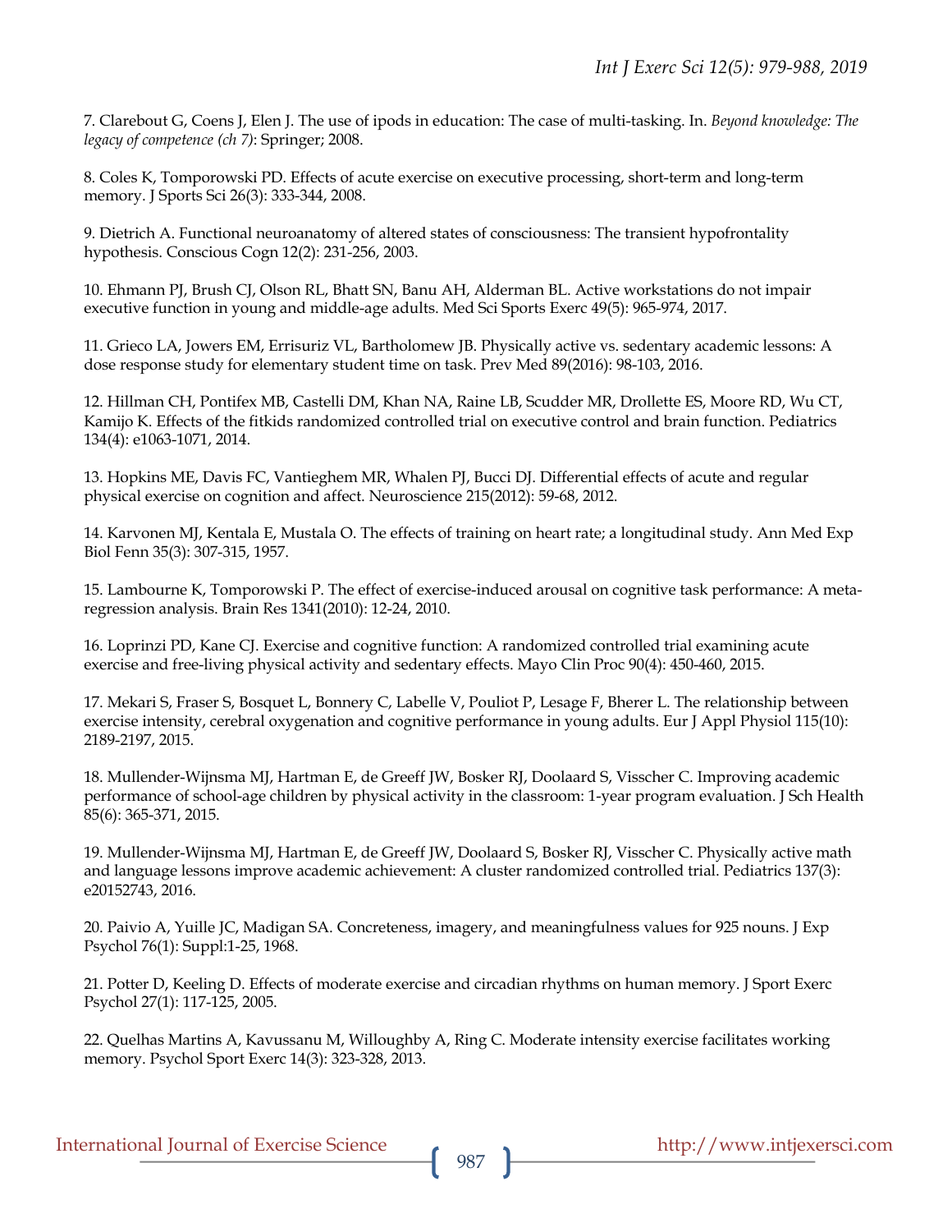7. Clarebout G, Coens J, Elen J. The use of ipods in education: The case of multi-tasking. In. *Beyond knowledge: The legacy of competence (ch 7)*: Springer; 2008.

8. Coles K, Tomporowski PD. Effects of acute exercise on executive processing, short-term and long-term memory. J Sports Sci 26(3): 333-344, 2008.

9. Dietrich A. Functional neuroanatomy of altered states of consciousness: The transient hypofrontality hypothesis. Conscious Cogn 12(2): 231-256, 2003.

10. Ehmann PJ, Brush CJ, Olson RL, Bhatt SN, Banu AH, Alderman BL. Active workstations do not impair executive function in young and middle-age adults. Med Sci Sports Exerc 49(5): 965-974, 2017.

11. Grieco LA, Jowers EM, Errisuriz VL, Bartholomew JB. Physically active vs. sedentary academic lessons: A dose response study for elementary student time on task. Prev Med 89(2016): 98-103, 2016.

12. Hillman CH, Pontifex MB, Castelli DM, Khan NA, Raine LB, Scudder MR, Drollette ES, Moore RD, Wu CT, Kamijo K. Effects of the fitkids randomized controlled trial on executive control and brain function. Pediatrics 134(4): e1063-1071, 2014.

13. Hopkins ME, Davis FC, Vantieghem MR, Whalen PJ, Bucci DJ. Differential effects of acute and regular physical exercise on cognition and affect. Neuroscience 215(2012): 59-68, 2012.

14. Karvonen MJ, Kentala E, Mustala O. The effects of training on heart rate; a longitudinal study. Ann Med Exp Biol Fenn 35(3): 307-315, 1957.

15. Lambourne K, Tomporowski P. The effect of exercise-induced arousal on cognitive task performance: A meta-regression analysis. Brain Res 1341(2010): 12-24, 2010.

16. Loprinzi PD, Kane CJ. Exercise and cognitive function: A randomized controlled trial examining acute exercise and free-living physical activity and sedentary effects. Mayo Clin Proc 90(4): 450-460, 2015.

17. Mekari S, Fraser S, Bosquet L, Bonnery C, Labelle V, Pouliot P, Lesage F, Bherer L. The relationship between exercise intensity, cerebral oxygenation and cognitive performance in young adults. Eur J Appl Physiol 115(10): 2189-2197, 2015.

18. Mullender-Wijnsma MJ, Hartman E, de Greeff JW, Bosker RJ, Doolaard S, Visscher C. Improving academic performance of school-age children by physical activity in the classroom: 1-year program evaluation. J Sch Health 85(6): 365-371, 2015.

19. Mullender-Wijnsma MJ, Hartman E, de Greeff JW, Doolaard S, Bosker RJ, Visscher C. Physically active math and language lessons improve academic achievement: A cluster randomized controlled trial. Pediatrics 137(3): e20152743, 2016.

20. Paivio A, Yuille JC, Madigan SA. Concreteness, imagery, and meaningfulness values for 925 nouns. J Exp Psychol 76(1): Suppl:1-25, 1968.

21. Potter D, Keeling D. Effects of moderate exercise and circadian rhythms on human memory. J Sport Exerc Psychol 27(1): 117-125, 2005.

22. Quelhas Martins A, Kavussanu M, Willoughby A, Ring C. Moderate intensity exercise facilitates working memory. Psychol Sport Exerc 14(3): 323-328, 2013.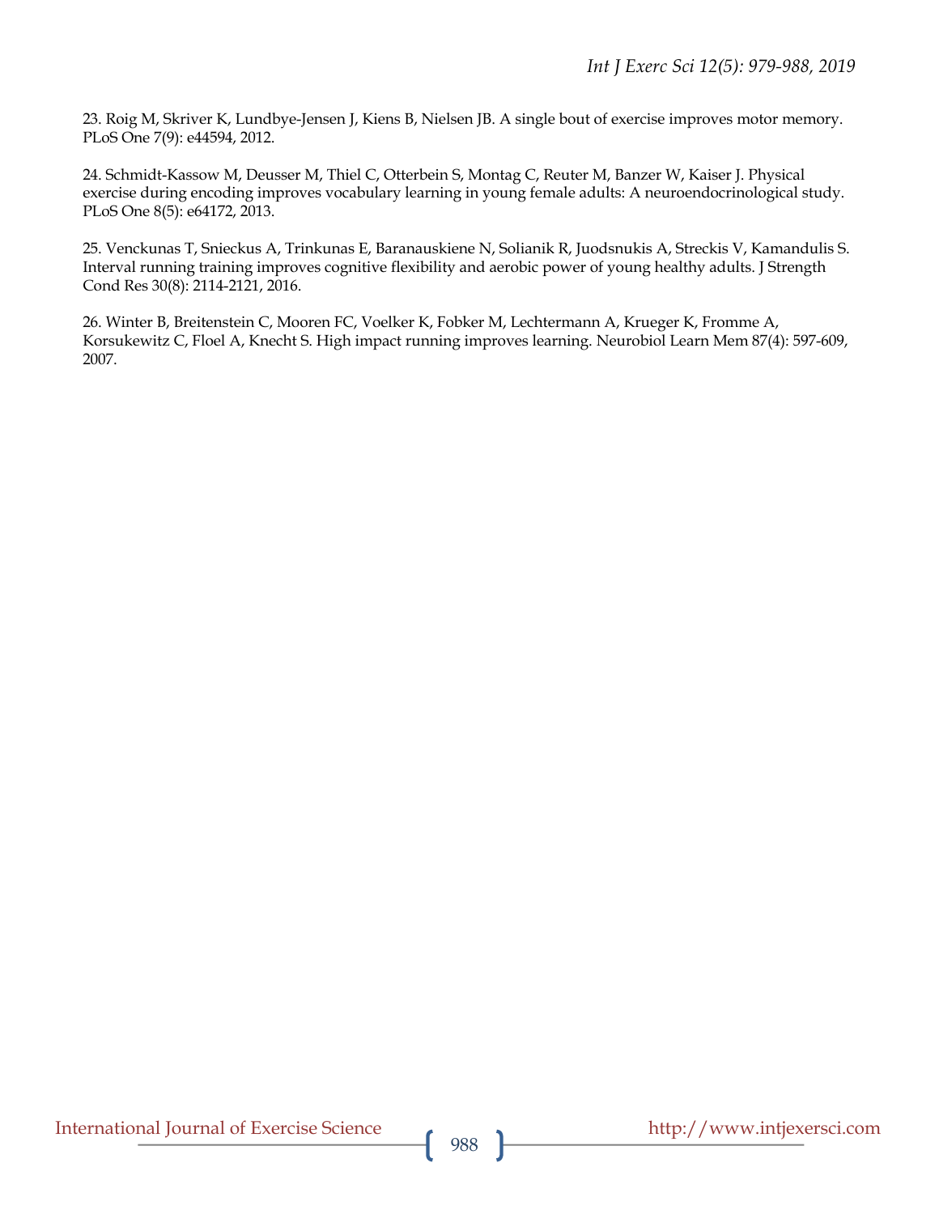23. Roig M, Skriver K, Lundbye-Jensen J, Kiens B, Nielsen JB. A single bout of exercise improves motor memory. PLoS One 7(9): e44594, 2012.

24. Schmidt-Kassow M, Deusser M, Thiel C, Otterbein S, Montag C, Reuter M, Banzer W, Kaiser J. Physical exercise during encoding improves vocabulary learning in young female adults: A neuroendocrinological study. PLoS One 8(5): e64172, 2013.

25. Venckunas T, Snieckus A, Trinkunas E, Baranauskiene N, Solianik R, Juodsnukis A, Streckis V, Kamandulis S. Interval running training improves cognitive flexibility and aerobic power of young healthy adults. J Strength Cond Res 30(8): 2114-2121, 2016.

26. Winter B, Breitenstein C, Mooren FC, Voelker K, Fobker M, Lechtermann A, Krueger K, Fromme A, Korsukewitz C, Floel A, Knecht S. High impact running improves learning. Neurobiol Learn Mem 87(4): 597-609, 2007.